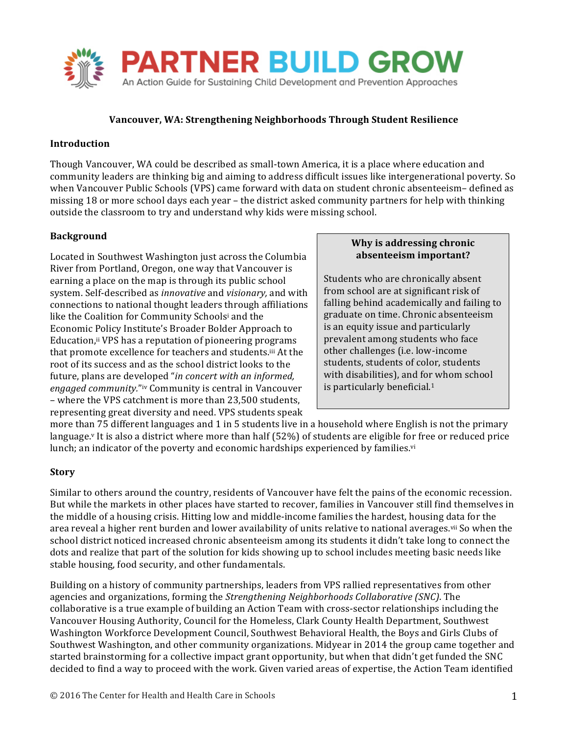# PARTNER BUILD GROW

An Action Guide for Sustaining Child Development and Prevention Approaches

## Vancouver, WA: Strengthening Neighborhoods Through Student Resilience

### Introduction

Though Vancouver, WA could be described as small-town America, it is a place where education and community leaders are thinking big and aiming to address difficult issues like intergenerational poverty. So when Vancouver Public Schools (VPS) came forward with data on student chronic absenteeism– defined as missing 18 or more school days each year – the district asked community partners for help with thinking outside the classroom to try and understand why kids were missing school.

### Background

Located in Southwest Washington just across the Columbia River from Portland, Oregon, one way that Vancouver is earning a place on the map is through its public school system. Self-described as *innovative* and *visionary,* and with connections to national thought leaders through affiliations like the Coalition for Community Schools[i] and the Economic Policy Institute's Broader Bolder Approach to Education,[ii] VPS has a reputation of pioneering programs that promote excellence for teachers and students.[iii] At the root of its success and as the school district looks to the future, plans are developed "*in concert with an informed, engaged community.*"[iv] Community is central in Vancouver – where the VPS catchment is more than 23,500 students, representing great diversity and need. VPS students speak more than 75 different languages and 1 in 5 students live in a household where English is not the primary language.[v] It is also a district where more than half (52%) of students are eligible for free or reduced price lunch; an indicator of the poverty and economic hardships experienced by families.[vi]

> **Why is addressing chronic absenteeism important?**
>
> Students who are chronically absent from school are at significant risk of falling behind academically and failing to graduate on time. Chronic absenteeism is an equity issue and particularly prevalent among students who face other challenges (i.e. low-income students, students of color, students with disabilities), and for whom school is particularly beneficial.[1]

### Story

Similar to others around the country, residents of Vancouver have felt the pains of the economic recession. But while the markets in other places have started to recover, families in Vancouver still find themselves in the middle of a housing crisis. Hitting low and middle-income families the hardest, housing data for the area reveal a higher rent burden and lower availability of units relative to national averages.[vii] So when the school district noticed increased chronic absenteeism among its students it didn't take long to connect the dots and realize that part of the solution for kids showing up to school includes meeting basic needs like stable housing, food security, and other fundamentals.

Building on a history of community partnerships, leaders from VPS rallied representatives from other agencies and organizations, forming the *Strengthening Neighborhoods Collaborative (SNC)*. The collaborative is a true example of building an Action Team with cross-sector relationships including the Vancouver Housing Authority, Council for the Homeless, Clark County Health Department, Southwest Washington Workforce Development Council, Southwest Behavioral Health, the Boys and Girls Clubs of Southwest Washington, and other community organizations. Midyear in 2014 the group came together and started brainstorming for a collective impact grant opportunity, but when that didn't get funded the SNC decided to find a way to proceed with the work. Given varied areas of expertise, the Action Team identified

© 2016 The Center for Health and Health Care in Schools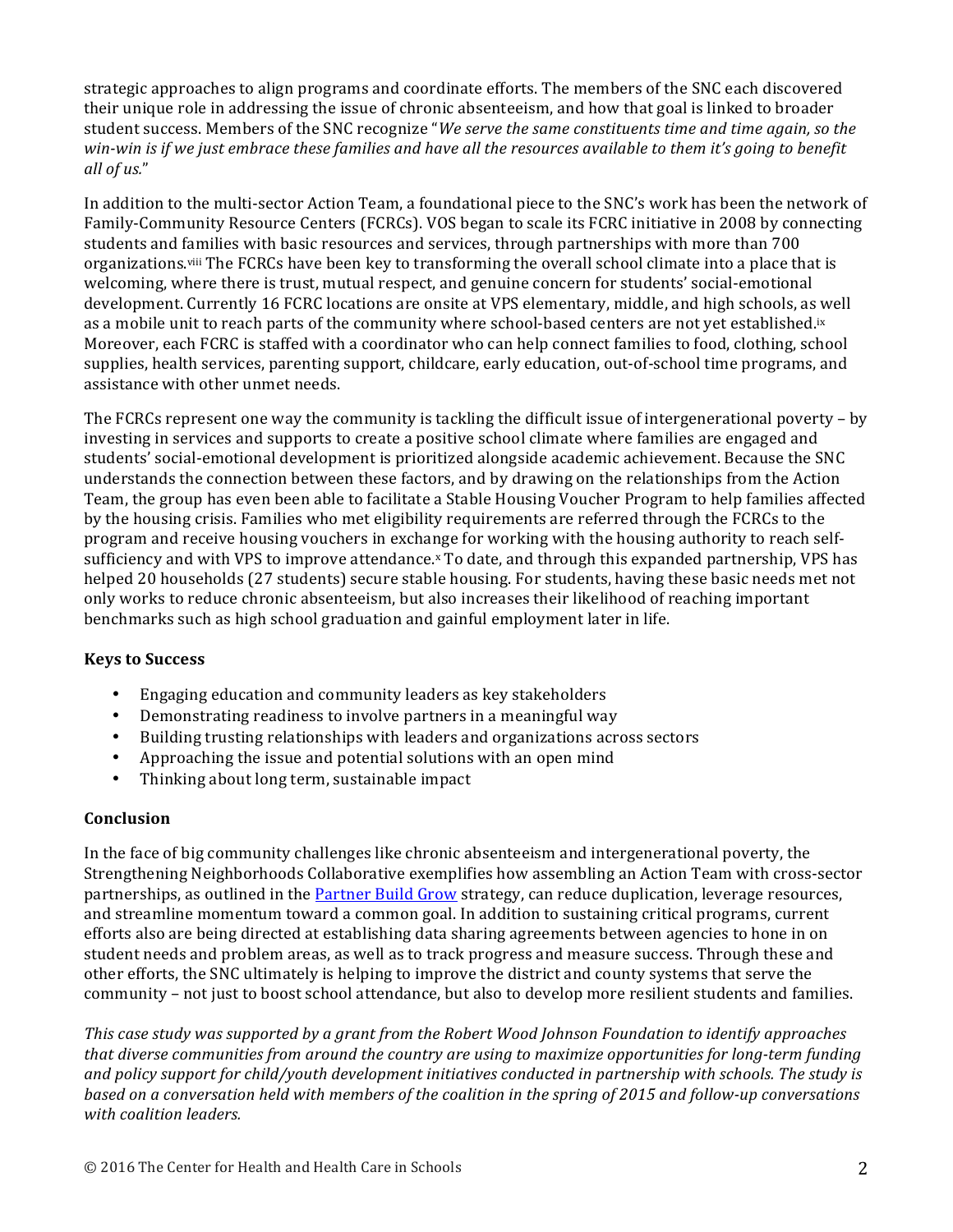strategic approaches to align programs and coordinate efforts. The members of the SNC each discovered their unique role in addressing the issue of chronic absenteeism, and how that goal is linked to broader student success. Members of the SNC recognize "*We serve the same constituents time and time again, so the win-win is if we just embrace these families and have all the resources available to them it's going to benefit all of us.*"

In addition to the multi-sector Action Team, a foundational piece to the SNC's work has been the network of Family-Community Resource Centers (FCRCs). VOS began to scale its FCRC initiative in 2008 by connecting students and families with basic resources and services, through partnerships with more than 700 organizations.[viii] The FCRCs have been key to transforming the overall school climate into a place that is welcoming, where there is trust, mutual respect, and genuine concern for students' social-emotional development. Currently 16 FCRC locations are onsite at VPS elementary, middle, and high schools, as well as a mobile unit to reach parts of the community where school-based centers are not yet established.[ix] Moreover, each FCRC is staffed with a coordinator who can help connect families to food, clothing, school supplies, health services, parenting support, childcare, early education, out-of-school time programs, and assistance with other unmet needs.

The FCRCs represent one way the community is tackling the difficult issue of intergenerational poverty – by investing in services and supports to create a positive school climate where families are engaged and students' social-emotional development is prioritized alongside academic achievement. Because the SNC understands the connection between these factors, and by drawing on the relationships from the Action Team, the group has even been able to facilitate a Stable Housing Voucher Program to help families affected by the housing crisis. Families who met eligibility requirements are referred through the FCRCs to the program and receive housing vouchers in exchange for working with the housing authority to reach self-sufficiency and with VPS to improve attendance.[x] To date, and through this expanded partnership, VPS has helped 20 households (27 students) secure stable housing. For students, having these basic needs met not only works to reduce chronic absenteeism, but also increases their likelihood of reaching important benchmarks such as high school graduation and gainful employment later in life.

**Keys to Success**

- Engaging education and community leaders as key stakeholders
- Demonstrating readiness to involve partners in a meaningful way
- Building trusting relationships with leaders and organizations across sectors
- Approaching the issue and potential solutions with an open mind
- Thinking about long term, sustainable impact

**Conclusion**

In the face of big community challenges like chronic absenteeism and intergenerational poverty, the Strengthening Neighborhoods Collaborative exemplifies how assembling an Action Team with cross-sector partnerships, as outlined in the Partner Build Grow strategy, can reduce duplication, leverage resources, and streamline momentum toward a common goal. In addition to sustaining critical programs, current efforts also are being directed at establishing data sharing agreements between agencies to hone in on student needs and problem areas, as well as to track progress and measure success. Through these and other efforts, the SNC ultimately is helping to improve the district and county systems that serve the community – not just to boost school attendance, but also to develop more resilient students and families.

*This case study was supported by a grant from the Robert Wood Johnson Foundation to identify approaches that diverse communities from around the country are using to maximize opportunities for long-term funding and policy support for child/youth development initiatives conducted in partnership with schools. The study is based on a conversation held with members of the coalition in the spring of 2015 and follow-up conversations with coalition leaders.*

© 2016 The Center for Health and Health Care in Schools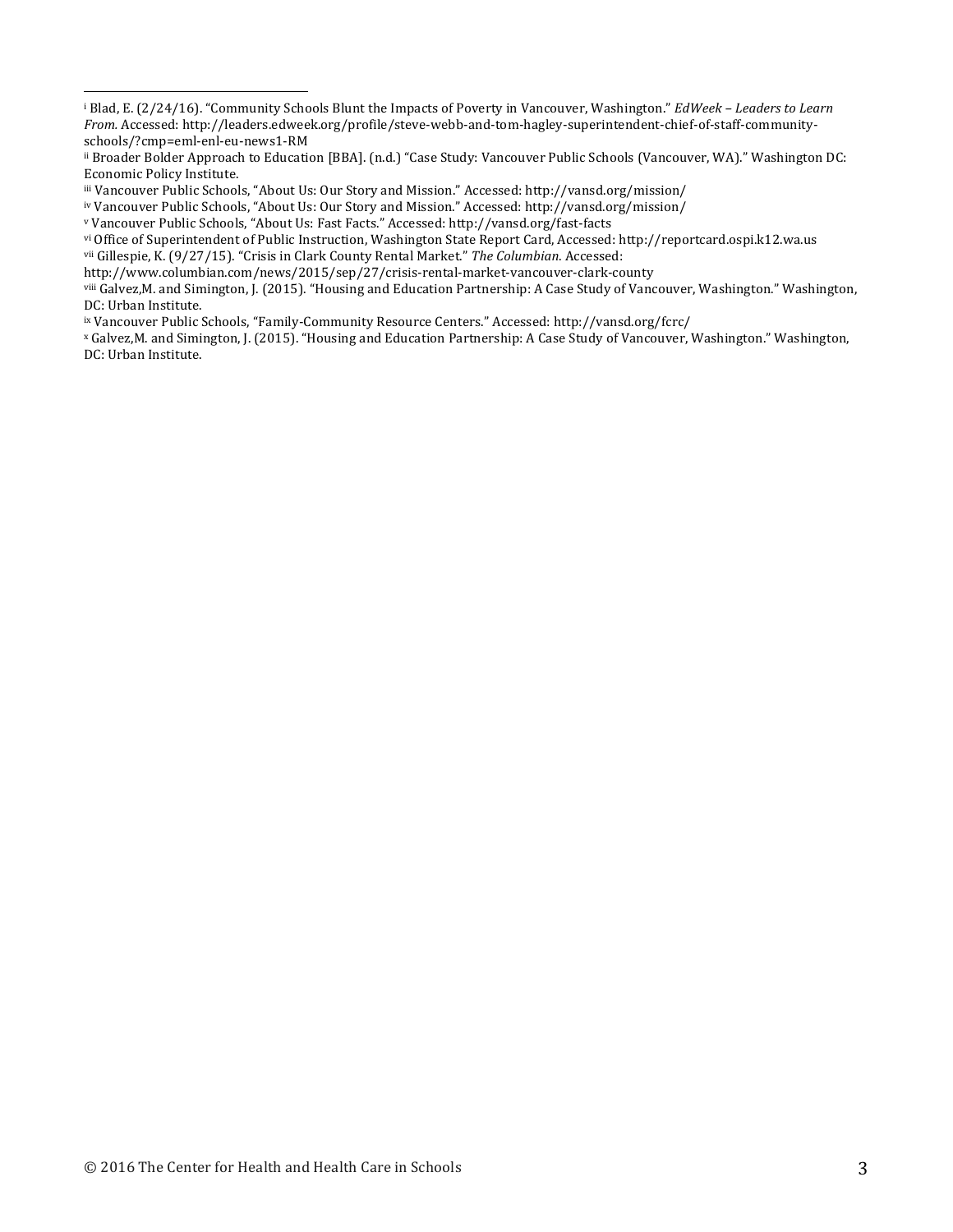[i] Blad, E. (2/24/16). "Community Schools Blunt the Impacts of Poverty in Vancouver, Washington." *EdWeek – Leaders to Learn From.* Accessed: http://leaders.edweek.org/profile/steve-webb-and-tom-hagley-superintendent-chief-of-staff-community-schools/?cmp=eml-enl-eu-news1-RM

[ii] Broader Bolder Approach to Education [BBA]. (n.d.) "Case Study: Vancouver Public Schools (Vancouver, WA)." Washington DC: Economic Policy Institute.

[iii] Vancouver Public Schools, "About Us: Our Story and Mission." Accessed: http://vansd.org/mission/

[iv] Vancouver Public Schools, "About Us: Our Story and Mission." Accessed: http://vansd.org/mission/

[v] Vancouver Public Schools, "About Us: Fast Facts." Accessed: http://vansd.org/fast-facts

[vi] Office of Superintendent of Public Instruction, Washington State Report Card, Accessed: http://reportcard.ospi.k12.wa.us

[vii] Gillespie, K. (9/27/15). "Crisis in Clark County Rental Market." *The Columbian.* Accessed: http://www.columbian.com/news/2015/sep/27/crisis-rental-market-vancouver-clark-county

[viii] Galvez,M. and Simington, J. (2015). "Housing and Education Partnership: A Case Study of Vancouver, Washington." Washington, DC: Urban Institute.

[ix] Vancouver Public Schools, "Family-Community Resource Centers." Accessed: http://vansd.org/fcrc/

[x] Galvez,M. and Simington, J. (2015). "Housing and Education Partnership: A Case Study of Vancouver, Washington." Washington, DC: Urban Institute.

© 2016 The Center for Health and Health Care in Schools